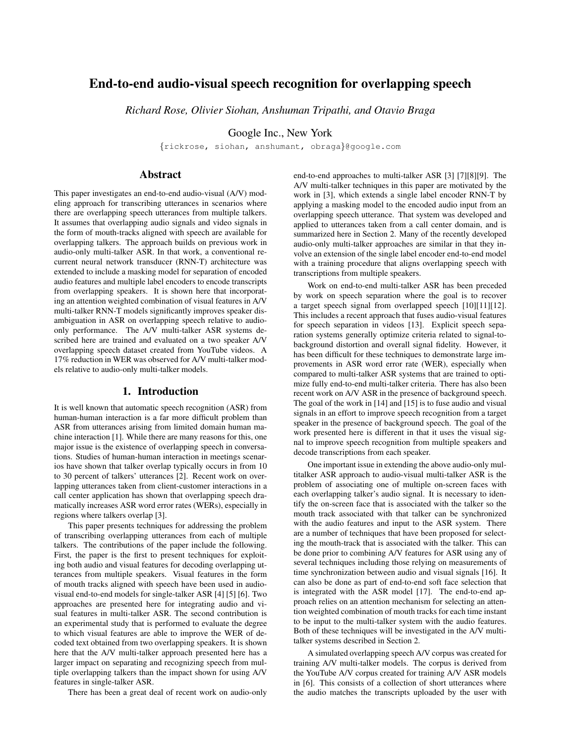# End-to-end audio-visual speech recognition for overlapping speech

*Richard Rose, Olivier Siohan, Anshuman Tripathi, and Otavio Braga*

Google Inc., New York

{rickrose, siohan, anshumant, obraga}@google.com

## Abstract

This paper investigates an end-to-end audio-visual (A/V) modeling approach for transcribing utterances in scenarios where there are overlapping speech utterances from multiple talkers. It assumes that overlapping audio signals and video signals in the form of mouth-tracks aligned with speech are available for overlapping talkers. The approach builds on previous work in audio-only multi-talker ASR. In that work, a conventional recurrent neural network transducer (RNN-T) architecture was extended to include a masking model for separation of encoded audio features and multiple label encoders to encode transcripts from overlapping speakers. It is shown here that incorporating an attention weighted combination of visual features in A/V multi-talker RNN-T models significantly improves speaker disambiguation in ASR on overlapping speech relative to audio-only performance. The A/V multi-talker ASR systems described here are trained and evaluated on a two speaker A/V overlapping speech dataset created from YouTube videos. A 17% reduction in WER was observed for A/V multi-talker models relative to audio-only multi-talker models.

## 1. Introduction

It is well known that automatic speech recognition (ASR) from human-human interaction is a far more difficult problem than ASR from utterances arising from limited domain human machine interaction [1]. While there are many reasons for this, one major issue is the existence of overlapping speech in conversations. Studies of human-human interaction in meetings scenarios have shown that talker overlap typically occurs in from 10 to 30 percent of talkers' utterances [2]. Recent work on overlapping utterances taken from client-customer interactions in a call center application has shown that overlapping speech dramatically increases ASR word error rates (WERs), especially in regions where talkers overlap [3].

This paper presents techniques for addressing the problem of transcribing overlapping utterances from each of multiple talkers. The contributions of the paper include the following. First, the paper is the first to present techniques for exploiting both audio and visual features for decoding overlapping utterances from multiple speakers. Visual features in the form of mouth tracks aligned with speech have been used in audio-visual end-to-end models for single-talker ASR [4] [5] [6]. Two approaches are presented here for integrating audio and visual features in multi-talker ASR. The second contribution is an experimental study that is performed to evaluate the degree to which visual features are able to improve the WER of decoded text obtained from two overlapping speakers. It is shown here that the A/V multi-talker approach presented here has a larger impact on separating and recognizing speech from multiple overlapping talkers than the impact shown for using A/V features in single-talker ASR.

There has been a great deal of recent work on audio-only end-to-end approaches to multi-talker ASR [3] [7][8][9]. The A/V multi-talker techniques in this paper are motivated by the work in [3], which extends a single label encoder RNN-T by applying a masking model to the encoded audio input from an overlapping speech utterance. That system was developed and applied to utterances taken from a call center domain, and is summarized here in Section 2. Many of the recently developed audio-only multi-talker approaches are similar in that they involve an extension of the single label encoder end-to-end model with a training procedure that aligns overlapping speech with transcriptions from multiple speakers.

Work on end-to-end multi-talker ASR has been preceded by work on speech separation where the goal is to recover a target speech signal from overlapped speech [10][11][12]. This includes a recent approach that fuses audio-visual features for speech separation in videos [13]. Explicit speech separation systems generally optimize criteria related to signal-to-background distortion and overall signal fidelity. However, it has been difficult for these techniques to demonstrate large improvements in ASR word error rate (WER), especially when compared to multi-talker ASR systems that are trained to optimize fully end-to-end multi-talker criteria. There has also been recent work on A/V ASR in the presence of background speech. The goal of the work in [14] and [15] is to fuse audio and visual signals in an effort to improve speech recognition from a target speaker in the presence of background speech. The goal of the work presented here is different in that it uses the visual signal to improve speech recognition from multiple speakers and decode transcriptions from each speaker.

One important issue in extending the above audio-only multitalker ASR approach to audio-visual multi-talker ASR is the problem of associating one of multiple on-screen faces with each overlapping talker's audio signal. It is necessary to identify the on-screen face that is associated with the talker so the mouth track associated with that talker can be synchronized with the audio features and input to the ASR system. There are a number of techniques that have been proposed for selecting the mouth-track that is associated with the talker. This can be done prior to combining A/V features for ASR using any of several techniques including those relying on measurements of time synchronization between audio and visual signals [16]. It can also be done as part of end-to-end soft face selection that is integrated with the ASR model [17]. The end-to-end approach relies on an attention mechanism for selecting an attention weighted combination of mouth tracks for each time instant to be input to the multi-talker system with the audio features. Both of these techniques will be investigated in the A/V multi-talker systems described in Section 2.

A simulated overlapping speech A/V corpus was created for training A/V multi-talker models. The corpus is derived from the YouTube A/V corpus created for training A/V ASR models in [6]. This consists of a collection of short utterances where the audio matches the transcripts uploaded by the user with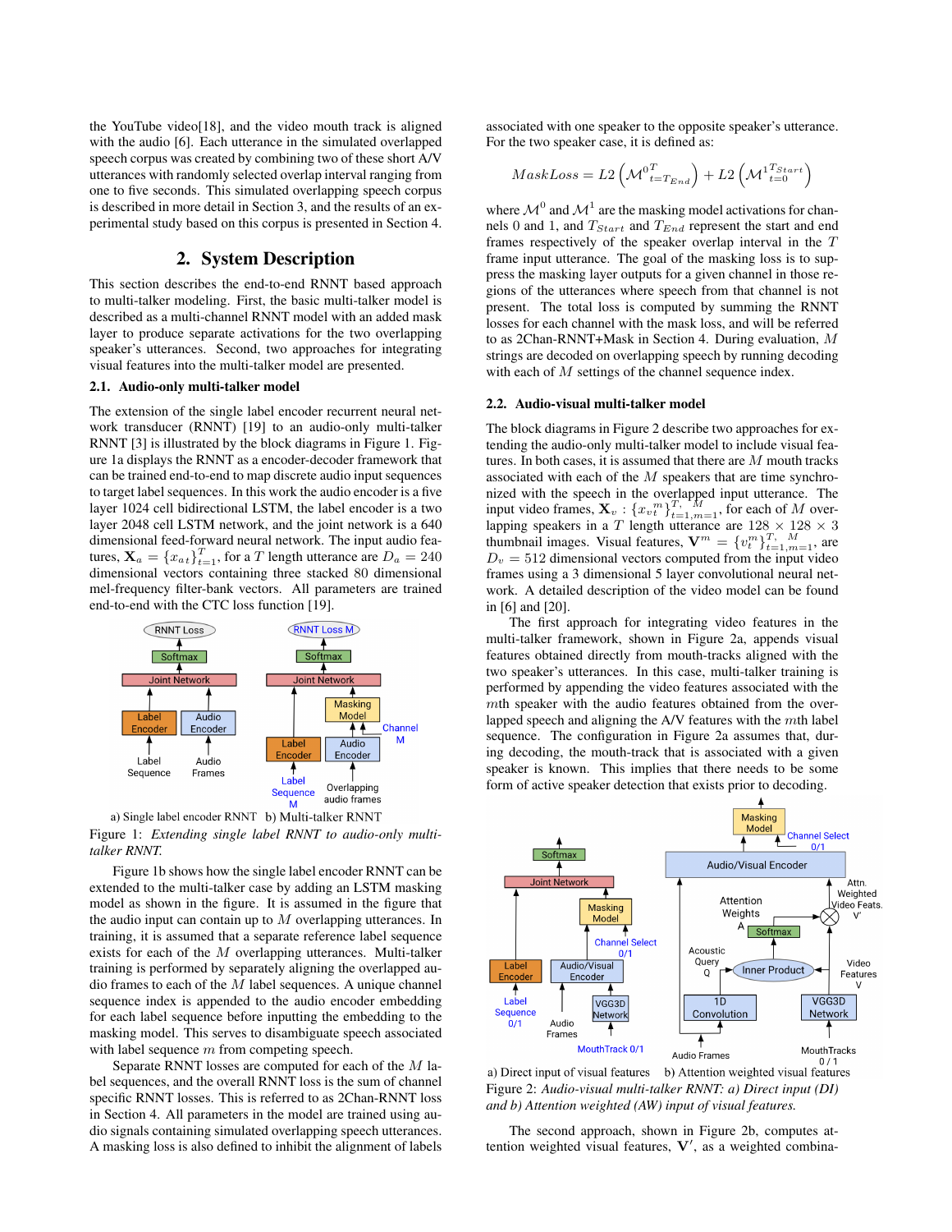the YouTube video[18], and the video mouth track is aligned with the audio [6]. Each utterance in the simulated overlapped speech corpus was created by combining two of these short A/V utterances with randomly selected overlap interval ranging from one to five seconds. This simulated overlapping speech corpus is described in more detail in Section 3, and the results of an experimental study based on this corpus is presented in Section 4.

## 2. System Description

This section describes the end-to-end RNNT based approach to multi-talker modeling. First, the basic multi-talker model is described as a multi-channel RNNT model with an added mask layer to produce separate activations for the two overlapping speaker's utterances. Second, two approaches for integrating visual features into the multi-talker model are presented.

### 2.1. Audio-only multi-talker model

The extension of the single label encoder recurrent neural network transducer (RNNT) [19] to an audio-only multi-talker RNNT [3] is illustrated by the block diagrams in Figure 1. Figure 1a displays the RNNT as a encoder-decoder framework that can be trained end-to-end to map discrete audio input sequences to target label sequences. In this work the audio encoder is a five layer 1024 cell bidirectional LSTM, the label encoder is a two layer 2048 cell LSTM network, and the joint network is a 640 dimensional feed-forward neural network. The input audio features, $\mathbf{X}_a = \{x_{at}\}_{t=1}^{T}$, for a $T$ length utterance are $D_a = 240$ dimensional vectors containing three stacked 80 dimensional mel-frequency filter-bank vectors. All parameters are trained end-to-end with the CTC loss function [19].

a) Single label encoder RNNT b) Multi-talker RNNT

Figure 1: *Extending single label RNNT to audio-only multi-talker RNNT.*

Figure 1b shows how the single label encoder RNNT can be extended to the multi-talker case by adding an LSTM masking model as shown in the figure. It is assumed in the figure that the audio input can contain up to $M$ overlapping utterances. In training, it is assumed that a separate reference label sequence exists for each of the $M$ overlapping utterances. Multi-talker training is performed by separately aligning the overlapped audio frames to each of the $M$ label sequences. A unique channel sequence index is appended to the audio encoder embedding for each label sequence before inputting the embedding to the masking model. This serves to disambiguate speech associated with label sequence $m$ from competing speech.

Separate RNNT losses are computed for each of the $M$ label sequences, and the overall RNNT loss is the sum of channel specific RNNT losses. This is referred to as 2Chan-RNNT loss in Section 4. All parameters in the model are trained using audio signals containing simulated overlapping speech utterances. A masking loss is also defined to inhibit the alignment of labels associated with one speaker to the opposite speaker's utterance. For the two speaker case, it is defined as:

$$MaskLoss = L2\left(\mathcal{M}^{0}{}_{t=T_{End}}^{T}\right) + L2\left(\mathcal{M}^{1}{}_{t=0}^{T_{Start}}\right)$$

where $\mathcal{M}^0$ and $\mathcal{M}^1$ are the masking model activations for channels 0 and 1, and $T_{Start}$ and $T_{End}$ represent the start and end frames respectively of the speaker overlap interval in the $T$ frame input utterance. The goal of the masking loss is to suppress the masking layer outputs for a given channel in those regions of the utterances where speech from that channel is not present. The total loss is computed by summing the RNNT losses for each channel with the mask loss, and will be referred to as 2Chan-RNNT+Mask in Section 4. During evaluation, $M$ strings are decoded on overlapping speech by running decoding with each of $M$ settings of the channel sequence index.

### 2.2. Audio-visual multi-talker model

The block diagrams in Figure 2 describe two approaches for extending the audio-only multi-talker model to include visual features. In both cases, it is assumed that there are $M$ mouth tracks associated with each of the $M$ speakers that are time synchronized with the speech in the overlapped input utterance. The input video frames, $\mathbf{X}_v : \{x_{vt}{}^{m}\}_{t=1,m=1}^{T,\ \ M}$, for each of $M$ overlapping speakers in a $T$ length utterance are $128 \times 128 \times 3$ thumbnail images. Visual features, $\mathbf{V}^m = \{v_t^m\}_{t=1,m=1}^{T,\ \ M}$, are $D_v = 512$ dimensional vectors computed from the input video frames using a 3 dimensional 5 layer convolutional neural network. A detailed description of the video model can be found in [6] and [20].

The first approach for integrating video features in the multi-talker framework, shown in Figure 2a, appends visual features obtained directly from mouth-tracks aligned with the two speaker's utterances. In this case, multi-talker training is performed by appending the video features associated with the $m$th speaker with the audio features obtained from the overlapped speech and aligning the A/V features with the $m$th label sequence. The configuration in Figure 2a assumes that, during decoding, the mouth-track that is associated with a given speaker is known. This implies that there needs to be some form of active speaker detection that exists prior to decoding.

a) Direct input of visual features b) Attention weighted visual features

Figure 2: *Audio-visual multi-talker RNNT: a) Direct input (DI) and b) Attention weighted (AW) input of visual features.*

The second approach, shown in Figure 2b, computes attention weighted visual features, $\mathbf{V}'$, as a weighted combina-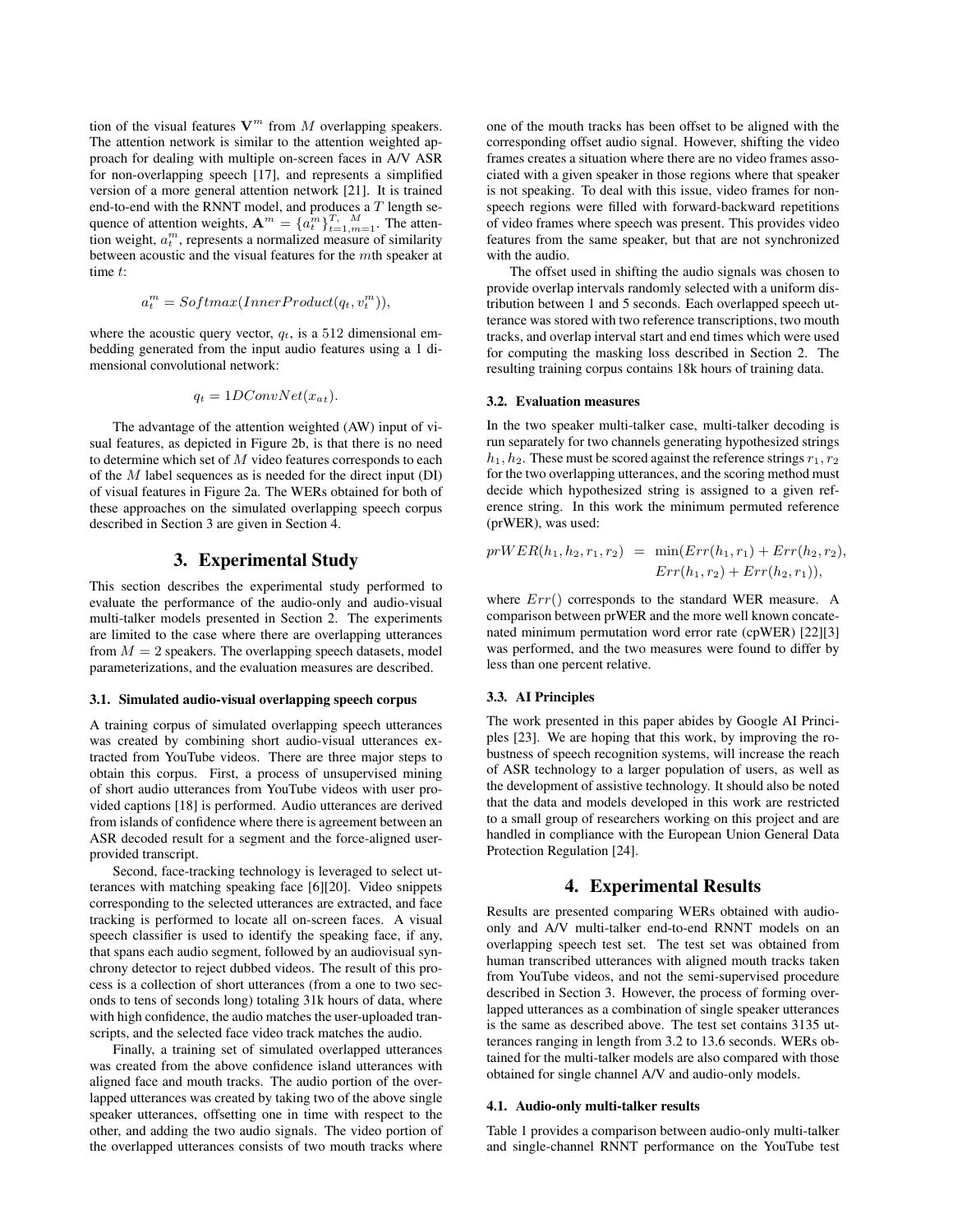tion of the visual features $\mathbf{V}^m$ from $M$ overlapping speakers. The attention network is similar to the attention weighted approach for dealing with multiple on-screen faces in A/V ASR for non-overlapping speech [17], and represents a simplified version of a more general attention network [21]. It is trained end-to-end with the RNNT model, and produces a $T$ length sequence of attention weights, $\mathbf{A}^m = \{a_t^m\}_{t=1,m=1}^{T,\ \ M}$. The attention weight, $a_t^m$, represents a normalized measure of similarity between acoustic and the visual features for the $m$th speaker at time $t$:

$$a_t^m = Softmax(InnerProduct(q_t, v_t^m)),$$

where the acoustic query vector, $q_t$, is a 512 dimensional embedding generated from the input audio features using a 1 dimensional convolutional network:

$$q_t = 1DConvNet(x_{a\,t}).$$

The advantage of the attention weighted (AW) input of visual features, as depicted in Figure 2b, is that there is no need to determine which set of $M$ video features corresponds to each of the $M$ label sequences as is needed for the direct input (DI) of visual features in Figure 2a. The WERs obtained for both of these approaches on the simulated overlapping speech corpus described in Section 3 are given in Section 4.

# 3. Experimental Study

This section describes the experimental study performed to evaluate the performance of the audio-only and audio-visual multi-talker models presented in Section 2. The experiments are limited to the case where there are overlapping utterances from $M = 2$ speakers. The overlapping speech datasets, model parameterizations, and the evaluation measures are described.

## 3.1. Simulated audio-visual overlapping speech corpus

A training corpus of simulated overlapping speech utterances was created by combining short audio-visual utterances extracted from YouTube videos. There are three major steps to obtain this corpus. First, a process of unsupervised mining of short audio utterances from YouTube videos with user provided captions [18] is performed. Audio utterances are derived from islands of confidence where there is agreement between an ASR decoded result for a segment and the force-aligned user-provided transcript.

Second, face-tracking technology is leveraged to select utterances with matching speaking face [6][20]. Video snippets corresponding to the selected utterances are extracted, and face tracking is performed to locate all on-screen faces. A visual speech classifier is used to identify the speaking face, if any, that spans each audio segment, followed by an audiovisual synchrony detector to reject dubbed videos. The result of this process is a collection of short utterances (from a one to two seconds to tens of seconds long) totaling 31k hours of data, where with high confidence, the audio matches the user-uploaded transcripts, and the selected face video track matches the audio.

Finally, a training set of simulated overlapped utterances was created from the above confidence island utterances with aligned face and mouth tracks. The audio portion of the overlapped utterances was created by taking two of the above single speaker utterances, offsetting one in time with respect to the other, and adding the two audio signals. The video portion of the overlapped utterances consists of two mouth tracks where one of the mouth tracks has been offset to be aligned with the corresponding offset audio signal. However, shifting the video frames creates a situation where there are no video frames associated with a given speaker in those regions where that speaker is not speaking. To deal with this issue, video frames for non-speech regions were filled with forward-backward repetitions of video frames where speech was present. This provides video features from the same speaker, but that are not synchronized with the audio.

The offset used in shifting the audio signals was chosen to provide overlap intervals randomly selected with a uniform distribution between 1 and 5 seconds. Each overlapped speech utterance was stored with two reference transcriptions, two mouth tracks, and overlap interval start and end times which were used for computing the masking loss described in Section 2. The resulting training corpus contains 18k hours of training data.

## 3.2. Evaluation measures

In the two speaker multi-talker case, multi-talker decoding is run separately for two channels generating hypothesized strings $h_1, h_2$. These must be scored against the reference strings $r_1, r_2$ for the two overlapping utterances, and the scoring method must decide which hypothesized string is assigned to a given reference string. In this work the minimum permuted reference (prWER), was used:

$$\begin{aligned} prWER(h_1, h_2, r_1, r_2) \;=\; & \min(Err(h_1, r_1) + Err(h_2, r_2), \\ & Err(h_1, r_2) + Err(h_2, r_1)), \end{aligned}$$

where $Err()$ corresponds to the standard WER measure. A comparison between prWER and the more well known concatenated minimum permutation word error rate (cpWER) [22][3] was performed, and the two measures were found to differ by less than one percent relative.

## 3.3. AI Principles

The work presented in this paper abides by Google AI Principles [23]. We are hoping that this work, by improving the robustness of speech recognition systems, will increase the reach of ASR technology to a larger population of users, as well as the development of assistive technology. It should also be noted that the data and models developed in this work are restricted to a small group of researchers working on this project and are handled in compliance with the European Union General Data Protection Regulation [24].

# 4. Experimental Results

Results are presented comparing WERs obtained with audio-only and A/V multi-talker end-to-end RNNT models on an overlapping speech test set. The test set was obtained from human transcribed utterances with aligned mouth tracks taken from YouTube videos, and not the semi-supervised procedure described in Section 3. However, the process of forming overlapped utterances as a combination of single speaker utterances is the same as described above. The test set contains 3135 utterances ranging in length from 3.2 to 13.6 seconds. WERs obtained for the multi-talker models are also compared with those obtained for single channel A/V and audio-only models.

## 4.1. Audio-only multi-talker results

Table 1 provides a comparison between audio-only multi-talker and single-channel RNNT performance on the YouTube test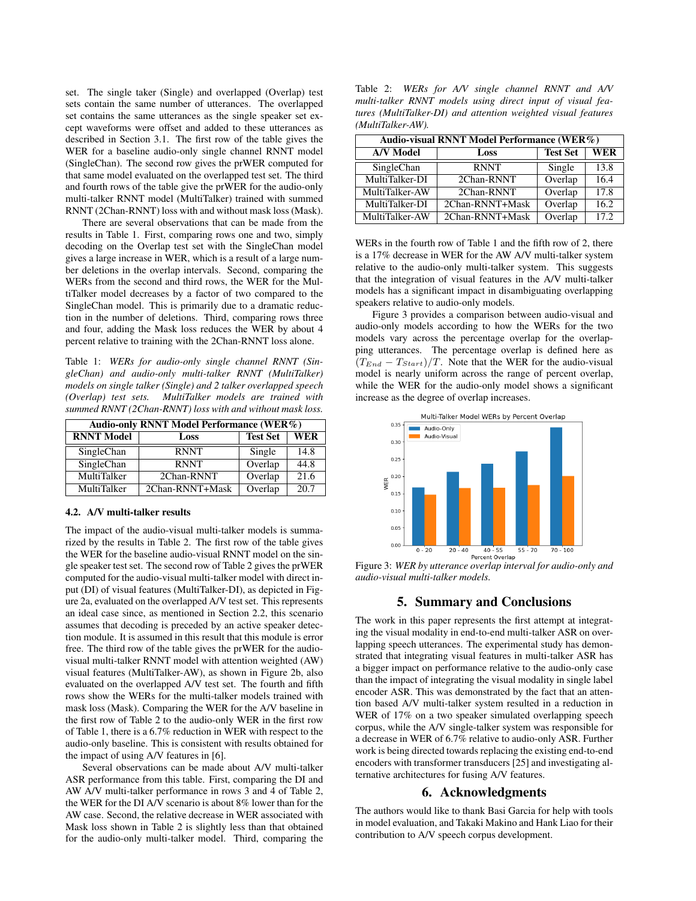set. The single taker (Single) and overlapped (Overlap) test sets contain the same number of utterances. The overlapped set contains the same utterances as the single speaker set except waveforms were offset and added to these utterances as described in Section 3.1. The first row of the table gives the WER for a baseline audio-only single channel RNNT model (SingleChan). The second row gives the prWER computed for that same model evaluated on the overlapped test set. The third and fourth rows of the table give the prWER for the audio-only multi-talker RNNT model (MultiTalker) trained with summed RNNT (2Chan-RNNT) loss with and without mask loss (Mask).

There are several observations that can be made from the results in Table 1. First, comparing rows one and two, simply decoding on the Overlap test set with the SingleChan model gives a large increase in WER, which is a result of a large number deletions in the overlap intervals. Second, comparing the WERs from the second and third rows, the WER for the MultiTalker model decreases by a factor of two compared to the SingleChan model. This is primarily due to a dramatic reduction in the number of deletions. Third, comparing rows three and four, adding the Mask loss reduces the WER by about 4 percent relative to training with the 2Chan-RNNT loss alone.

Table 1: *WERs for audio-only single channel RNNT (SingleChan) and audio-only multi-talker RNNT (MultiTalker) models on single talker (Single) and 2 talker overlapped speech (Overlap) test sets. MultiTalker models are trained with summed RNNT (2Chan-RNNT) loss with and without mask loss.*

| Audio-only RNNT Model Performance (WER%) | | | |
|---|---|---|---|
| **RNNT Model** | **Loss** | **Test Set** | **WER** |
| SingleChan | RNNT | Single | 14.8 |
| SingleChan | RNNT | Overlap | 44.8 |
| MultiTalker | 2Chan-RNNT | Overlap | 21.6 |
| MultiTalker | 2Chan-RNNT+Mask | Overlap | 20.7 |

### 4.2. A/V multi-talker results

The impact of the audio-visual multi-talker models is summarized by the results in Table 2. The first row of the table gives the WER for the baseline audio-visual RNNT model on the single speaker test set. The second row of Table 2 gives the prWER computed for the audio-visual multi-talker model with direct input (DI) of visual features (MultiTalker-DI), as depicted in Figure 2a, evaluated on the overlapped A/V test set. This represents an ideal case since, as mentioned in Section 2.2, this scenario assumes that decoding is preceded by an active speaker detection module. It is assumed in this result that this module is error free. The third row of the table gives the prWER for the audio-visual multi-talker RNNT model with attention weighted (AW) visual features (MultiTalker-AW), as shown in Figure 2b, also evaluated on the overlapped A/V test set. The fourth and fifth rows show the WERs for the multi-talker models trained with mask loss (Mask). Comparing the WER for the A/V baseline in the first row of Table 2 to the audio-only WER in the first row of Table 1, there is a 6.7% reduction in WER with respect to the audio-only baseline. This is consistent with results obtained for the impact of using A/V features in [6].

Several observations can be made about A/V multi-talker ASR performance from this table. First, comparing the DI and AW A/V multi-talker performance in rows 3 and 4 of Table 2, the WER for the DI A/V scenario is about 8% lower than for the AW case. Second, the relative decrease in WER associated with Mask loss shown in Table 2 is slightly less than that obtained for the audio-only multi-talker model. Third, comparing the WERs in the fourth row of Table 1 and the fifth row of 2, there is a 17% decrease in WER for the AW A/V multi-talker system relative to the audio-only multi-talker system. This suggests that the integration of visual features in the A/V multi-talker models has a significant impact in disambiguating overlapping speakers relative to audio-only models.

Table 2: *WERs for A/V single channel RNNT and A/V multi-talker RNNT models using direct input of visual features (MultiTalker-DI) and attention weighted visual features (MultiTalker-AW).*

| Audio-visual RNNT Model Performance (WER%) | | | |
|---|---|---|---|
| **A/V Model** | **Loss** | **Test Set** | **WER** |
| SingleChan | RNNT | Single | 13.8 |
| MultiTalker-DI | 2Chan-RNNT | Overlap | 16.4 |
| MultiTalker-AW | 2Chan-RNNT | Overlap | 17.8 |
| MultiTalker-DI | 2Chan-RNNT+Mask | Overlap | 16.2 |
| MultiTalker-AW | 2Chan-RNNT+Mask | Overlap | 17.2 |

Figure 3 provides a comparison between audio-visual and audio-only models according to how the WERs for the two models vary across the percentage overlap for the overlapping utterances. The percentage overlap is defined here as $(T_{End} - T_{Start})/T$. Note that the WER for the audio-visual model is nearly uniform across the range of percent overlap, while the WER for the audio-only model shows a significant increase as the degree of overlap increases.

Figure 3: *WER by utterance overlap interval for audio-only and audio-visual multi-talker models.*

## 5. Summary and Conclusions

The work in this paper represents the first attempt at integrating the visual modality in end-to-end multi-talker ASR on overlapping speech utterances. The experimental study has demonstrated that integrating visual features in multi-talker ASR has a bigger impact on performance relative to the audio-only case than the impact of integrating the visual modality in single label encoder ASR. This was demonstrated by the fact that an attention based A/V multi-talker system resulted in a reduction in WER of 17% on a two speaker simulated overlapping speech corpus, while the A/V single-talker system was responsible for a decrease in WER of 6.7% relative to audio-only ASR. Further work is being directed towards replacing the existing end-to-end encoders with transformer transducers [25] and investigating alternative architectures for fusing A/V features.

## 6. Acknowledgments

The authors would like to thank Basi Garcia for help with tools in model evaluation, and Takaki Makino and Hank Liao for their contribution to A/V speech corpus development.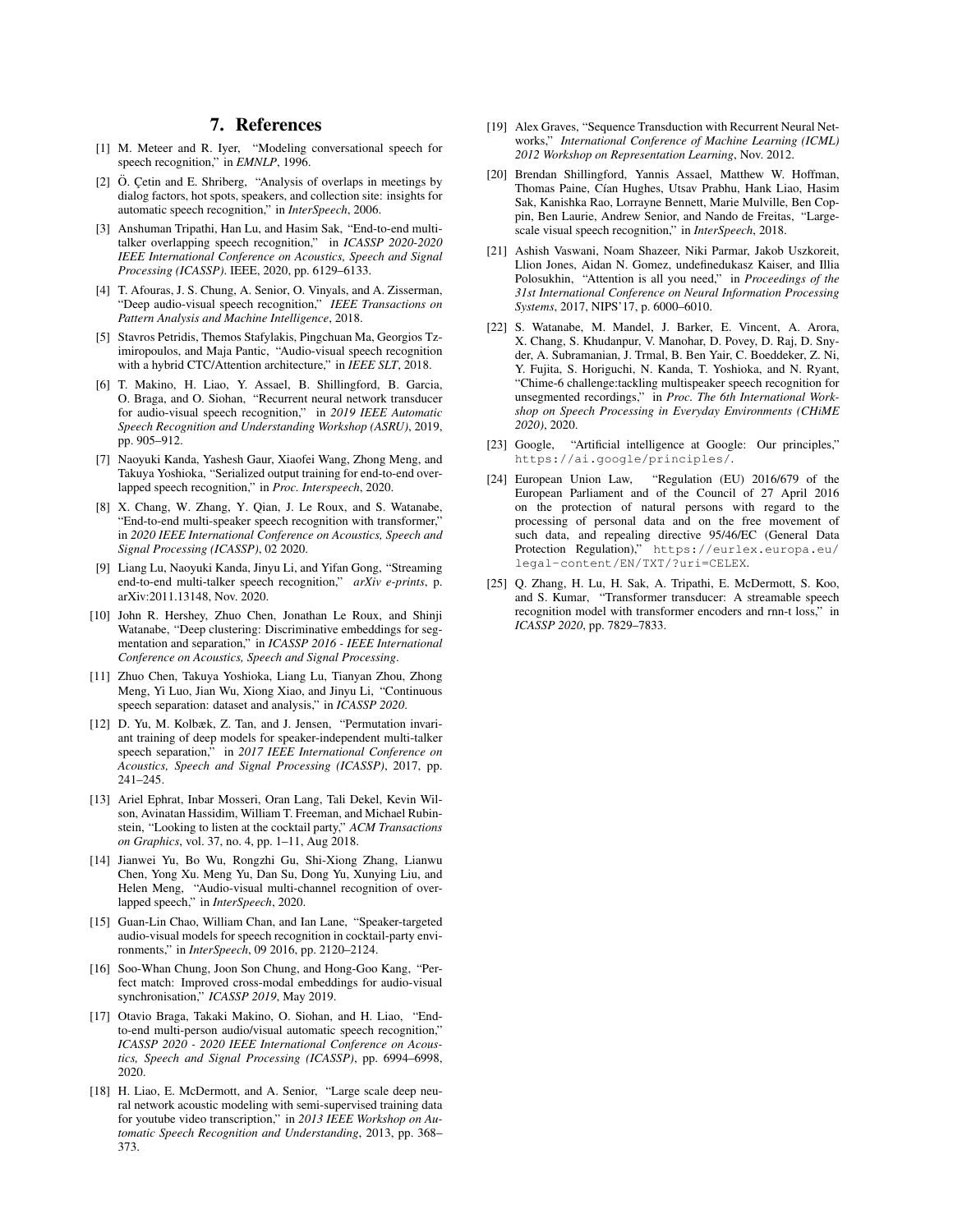## 7. References

[1] M. Meteer and R. Iyer, "Modeling conversational speech for speech recognition," in *EMNLP*, 1996.

[2] Ö. Çetin and E. Shriberg, "Analysis of overlaps in meetings by dialog factors, hot spots, speakers, and collection site: insights for automatic speech recognition," in *InterSpeech*, 2006.

[3] Anshuman Tripathi, Han Lu, and Hasim Sak, "End-to-end multi-talker overlapping speech recognition," in *ICASSP 2020-2020 IEEE International Conference on Acoustics, Speech and Signal Processing (ICASSP)*. IEEE, 2020, pp. 6129–6133.

[4] T. Afouras, J. S. Chung, A. Senior, O. Vinyals, and A. Zisserman, "Deep audio-visual speech recognition," *IEEE Transactions on Pattern Analysis and Machine Intelligence*, 2018.

[5] Stavros Petridis, Themos Stafylakis, Pingchuan Ma, Georgios Tzimiropoulos, and Maja Pantic, "Audio-visual speech recognition with a hybrid CTC/Attention architecture," in *IEEE SLT*, 2018.

[6] T. Makino, H. Liao, Y. Assael, B. Shillingford, B. Garcia, O. Braga, and O. Siohan, "Recurrent neural network transducer for audio-visual speech recognition," in *2019 IEEE Automatic Speech Recognition and Understanding Workshop (ASRU)*, 2019, pp. 905–912.

[7] Naoyuki Kanda, Yashesh Gaur, Xiaofei Wang, Zhong Meng, and Takuya Yoshioka, "Serialized output training for end-to-end overlapped speech recognition," in *Proc. Interspeech*, 2020.

[8] X. Chang, W. Zhang, Y. Qian, J. Le Roux, and S. Watanabe, "End-to-end multi-speaker speech recognition with transformer," in *2020 IEEE International Conference on Acoustics, Speech and Signal Processing (ICASSP)*, 02 2020.

[9] Liang Lu, Naoyuki Kanda, Jinyu Li, and Yifan Gong, "Streaming end-to-end multi-talker speech recognition," *arXiv e-prints*, p. arXiv:2011.13148, Nov. 2020.

[10] John R. Hershey, Zhuo Chen, Jonathan Le Roux, and Shinji Watanabe, "Deep clustering: Discriminative embeddings for segmentation and separation," in *ICASSP 2016 - IEEE International Conference on Acoustics, Speech and Signal Processing*.

[11] Zhuo Chen, Takuya Yoshioka, Liang Lu, Tianyan Zhou, Zhong Meng, Yi Luo, Jian Wu, Xiong Xiao, and Jinyu Li, "Continuous speech separation: dataset and analysis," in *ICASSP 2020*.

[12] D. Yu, M. Kolbæk, Z. Tan, and J. Jensen, "Permutation invariant training of deep models for speaker-independent multi-talker speech separation," in *2017 IEEE International Conference on Acoustics, Speech and Signal Processing (ICASSP)*, 2017, pp. 241–245.

[13] Ariel Ephrat, Inbar Mosseri, Oran Lang, Tali Dekel, Kevin Wilson, Avinatan Hassidim, William T. Freeman, and Michael Rubinstein, "Looking to listen at the cocktail party," *ACM Transactions on Graphics*, vol. 37, no. 4, pp. 1–11, Aug 2018.

[14] Jianwei Yu, Bo Wu, Rongzhi Gu, Shi-Xiong Zhang, Lianwu Chen, Yong Xu. Meng Yu, Dan Su, Dong Yu, Xunying Liu, and Helen Meng, "Audio-visual multi-channel recognition of overlapped speech," in *InterSpeech*, 2020.

[15] Guan-Lin Chao, William Chan, and Ian Lane, "Speaker-targeted audio-visual models for speech recognition in cocktail-party environments," in *InterSpeech*, 09 2016, pp. 2120–2124.

[16] Soo-Whan Chung, Joon Son Chung, and Hong-Goo Kang, "Perfect match: Improved cross-modal embeddings for audio-visual synchronisation," *ICASSP 2019*, May 2019.

[17] Otavio Braga, Takaki Makino, O. Siohan, and H. Liao, "End-to-end multi-person audio/visual automatic speech recognition," *ICASSP 2020 - 2020 IEEE International Conference on Acoustics, Speech and Signal Processing (ICASSP)*, pp. 6994–6998, 2020.

[18] H. Liao, E. McDermott, and A. Senior, "Large scale deep neural network acoustic modeling with semi-supervised training data for youtube video transcription," in *2013 IEEE Workshop on Automatic Speech Recognition and Understanding*, 2013, pp. 368–373.

[19] Alex Graves, "Sequence Transduction with Recurrent Neural Networks," *International Conference of Machine Learning (ICML) 2012 Workshop on Representation Learning*, Nov. 2012.

[20] Brendan Shillingford, Yannis Assael, Matthew W. Hoffman, Thomas Paine, Cían Hughes, Utsav Prabhu, Hank Liao, Hasim Sak, Kanishka Rao, Lorrayne Bennett, Marie Mulville, Ben Coppin, Ben Laurie, Andrew Senior, and Nando de Freitas, "Large-scale visual speech recognition," in *InterSpeech*, 2018.

[21] Ashish Vaswani, Noam Shazeer, Niki Parmar, Jakob Uszkoreit, Llion Jones, Aidan N. Gomez, undefinedukasz Kaiser, and Illia Polosukhin, "Attention is all you need," in *Proceedings of the 31st International Conference on Neural Information Processing Systems*, 2017, NIPS'17, p. 6000–6010.

[22] S. Watanabe, M. Mandel, J. Barker, E. Vincent, A. Arora, X. Chang, S. Khudanpur, V. Manohar, D. Povey, D. Raj, D. Snyder, A. Subramanian, J. Trmal, B. Ben Yair, C. Boeddeker, Z. Ni, Y. Fujita, S. Horiguchi, N. Kanda, T. Yoshioka, and N. Ryant, "Chime-6 challenge:tackling multispeaker speech recognition for unsegmented recordings," in *Proc. The 6th International Workshop on Speech Processing in Everyday Environments (CHiME 2020)*, 2020.

[23] Google, "Artificial intelligence at Google: Our principles," `https://ai.google/principles/`.

[24] European Union Law, "Regulation (EU) 2016/679 of the European Parliament and of the Council of 27 April 2016 on the protection of natural persons with regard to the processing of personal data and on the free movement of such data, and repealing directive 95/46/EC (General Data Protection Regulation)," `https://eurlex.europa.eu/legal-content/EN/TXT/?uri=CELEX`.

[25] Q. Zhang, H. Lu, H. Sak, A. Tripathi, E. McDermott, S. Koo, and S. Kumar, "Transformer transducer: A streamable speech recognition model with transformer encoders and rnn-t loss," in *ICASSP 2020*, pp. 7829–7833.